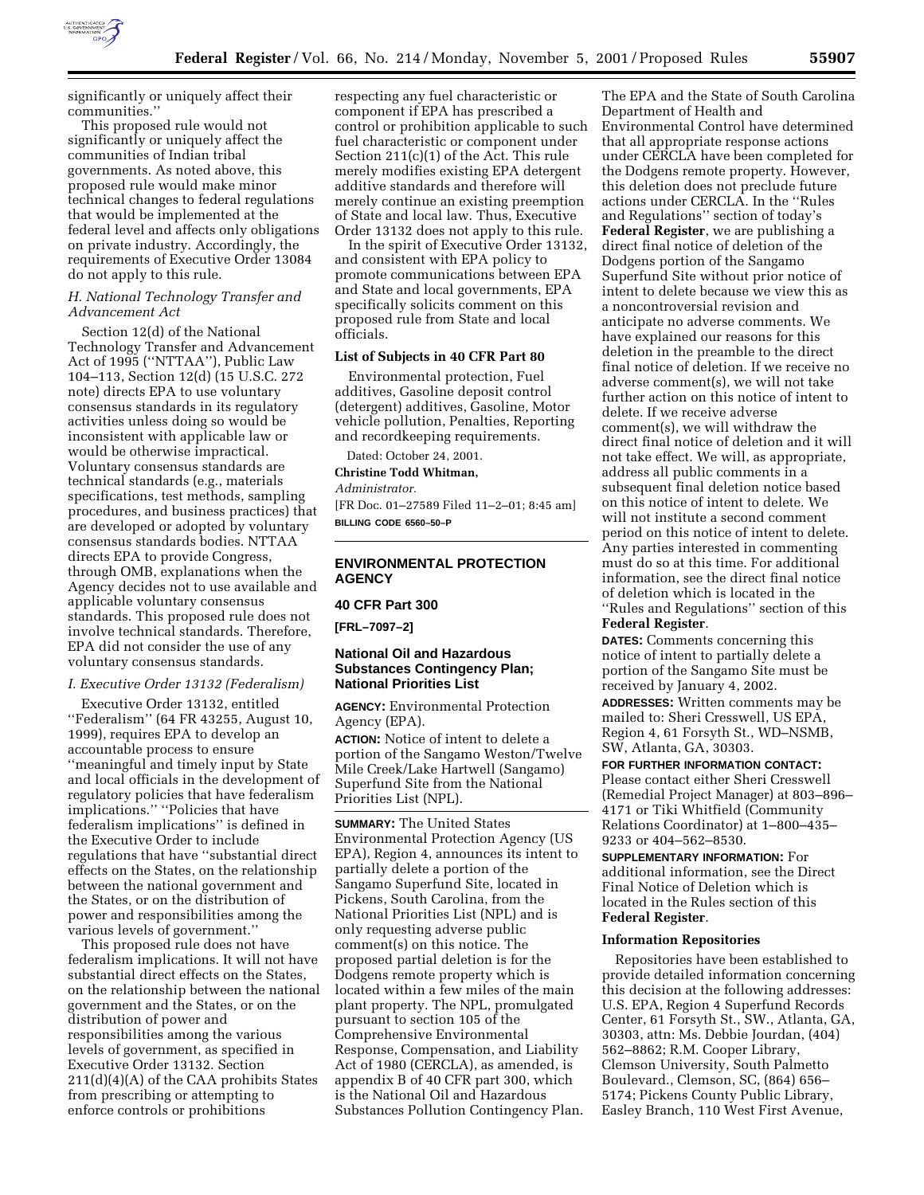significantly or uniquely affect their communities.''

This proposed rule would not significantly or uniquely affect the communities of Indian tribal governments. As noted above, this proposed rule would make minor technical changes to federal regulations that would be implemented at the federal level and affects only obligations on private industry. Accordingly, the requirements of Executive Order 13084 do not apply to this rule.

### *H. National Technology Transfer and Advancement Act*

Section 12(d) of the National Technology Transfer and Advancement Act of 1995 (''NTTAA''), Public Law 104–113, Section 12(d) (15 U.S.C. 272 note) directs EPA to use voluntary consensus standards in its regulatory activities unless doing so would be inconsistent with applicable law or would be otherwise impractical. Voluntary consensus standards are technical standards (e.g., materials specifications, test methods, sampling procedures, and business practices) that are developed or adopted by voluntary consensus standards bodies. NTTAA directs EPA to provide Congress, through OMB, explanations when the Agency decides not to use available and applicable voluntary consensus standards. This proposed rule does not involve technical standards. Therefore, EPA did not consider the use of any voluntary consensus standards.

### *I. Executive Order 13132 (Federalism)*

Executive Order 13132, entitled ''Federalism'' (64 FR 43255, August 10, 1999), requires EPA to develop an accountable process to ensure ''meaningful and timely input by State and local officials in the development of regulatory policies that have federalism implications.'' ''Policies that have federalism implications'' is defined in the Executive Order to include regulations that have ''substantial direct effects on the States, on the relationship between the national government and the States, or on the distribution of power and responsibilities among the various levels of government.''

This proposed rule does not have federalism implications. It will not have substantial direct effects on the States, on the relationship between the national government and the States, or on the distribution of power and responsibilities among the various levels of government, as specified in Executive Order 13132. Section 211(d)(4)(A) of the CAA prohibits States from prescribing or attempting to enforce controls or prohibitions respecting any fuel characteristic or component if EPA has prescribed a control or prohibition applicable to such fuel characteristic or component under Section 211(c)(1) of the Act. This rule merely modifies existing EPA detergent additive standards and therefore will merely continue an existing preemption of State and local law. Thus, Executive Order 13132 does not apply to this rule.

In the spirit of Executive Order 13132, and consistent with EPA policy to promote communications between EPA and State and local governments, EPA specifically solicits comment on this proposed rule from State and local officials.

**List of Subjects in 40 CFR Part 80**

Environmental protection, Fuel additives, Gasoline deposit control (detergent) additives, Gasoline, Motor vehicle pollution, Penalties, Reporting and recordkeeping requirements.

Dated: October 24, 2001.

**Christine Todd Whitman,**

*Administrator.*

[FR Doc. 01–27589 Filed 11–2–01; 8:45 am]

**BILLING CODE 6560–50–P**

---

## ENVIRONMENTAL PROTECTION AGENCY

## 40 CFR Part 300

**[FRL–7097–2]**

## National Oil and Hazardous Substances Contingency Plan; National Priorities List

**AGENCY:** Environmental Protection Agency (EPA).

**ACTION:** Notice of intent to delete a portion of the Sangamo Weston/Twelve Mile Creek/Lake Hartwell (Sangamo) Superfund Site from the National Priorities List (NPL).

---

**SUMMARY:** The United States Environmental Protection Agency (US EPA), Region 4, announces its intent to partially delete a portion of the Sangamo Superfund Site, located in Pickens, South Carolina, from the National Priorities List (NPL) and is only requesting adverse public comment(s) on this notice. The proposed partial deletion is for the Dodgens remote property which is located within a few miles of the main plant property. The NPL, promulgated pursuant to section 105 of the Comprehensive Environmental Response, Compensation, and Liability Act of 1980 (CERCLA), as amended, is appendix B of 40 CFR part 300, which is the National Oil and Hazardous Substances Pollution Contingency Plan. The EPA and the State of South Carolina Department of Health and Environmental Control have determined that all appropriate response actions under CERCLA have been completed for the Dodgens remote property. However, this deletion does not preclude future actions under CERCLA. In the ''Rules and Regulations'' section of today's **Federal Register**, we are publishing a direct final notice of deletion of the Dodgens portion of the Sangamo Superfund Site without prior notice of intent to delete because we view this as a noncontroversial revision and anticipate no adverse comments. We have explained our reasons for this deletion in the preamble to the direct final notice of deletion. If we receive no adverse comment(s), we will not take further action on this notice of intent to delete. If we receive adverse comment(s), we will withdraw the direct final notice of deletion and it will not take effect. We will, as appropriate, address all public comments in a subsequent final deletion notice based on this notice of intent to delete. We will not institute a second comment period on this notice of intent to delete. Any parties interested in commenting must do so at this time. For additional information, see the direct final notice of deletion which is located in the ''Rules and Regulations'' section of this **Federal Register**.

**DATES:** Comments concerning this notice of intent to partially delete a portion of the Sangamo Site must be received by January 4, 2002.

**ADDRESSES:** Written comments may be mailed to: Sheri Cresswell, US EPA, Region 4, 61 Forsyth St., WD–NSMB, SW, Atlanta, GA, 30303.

**FOR FURTHER INFORMATION CONTACT:** Please contact either Sheri Cresswell (Remedial Project Manager) at 803–896–4171 or Tiki Whitfield (Community Relations Coordinator) at 1–800–435–9233 or 404–562–8530.

**SUPPLEMENTARY INFORMATION:** For additional information, see the Direct Final Notice of Deletion which is located in the Rules section of this **Federal Register**.

**Information Repositories**

Repositories have been established to provide detailed information concerning this decision at the following addresses: U.S. EPA, Region 4 Superfund Records Center, 61 Forsyth St., SW., Atlanta, GA, 30303, attn: Ms. Debbie Jourdan, (404) 562–8862; R.M. Cooper Library, Clemson University, South Palmetto Boulevard., Clemson, SC, (864) 656–5174; Pickens County Public Library, Easley Branch, 110 West First Avenue,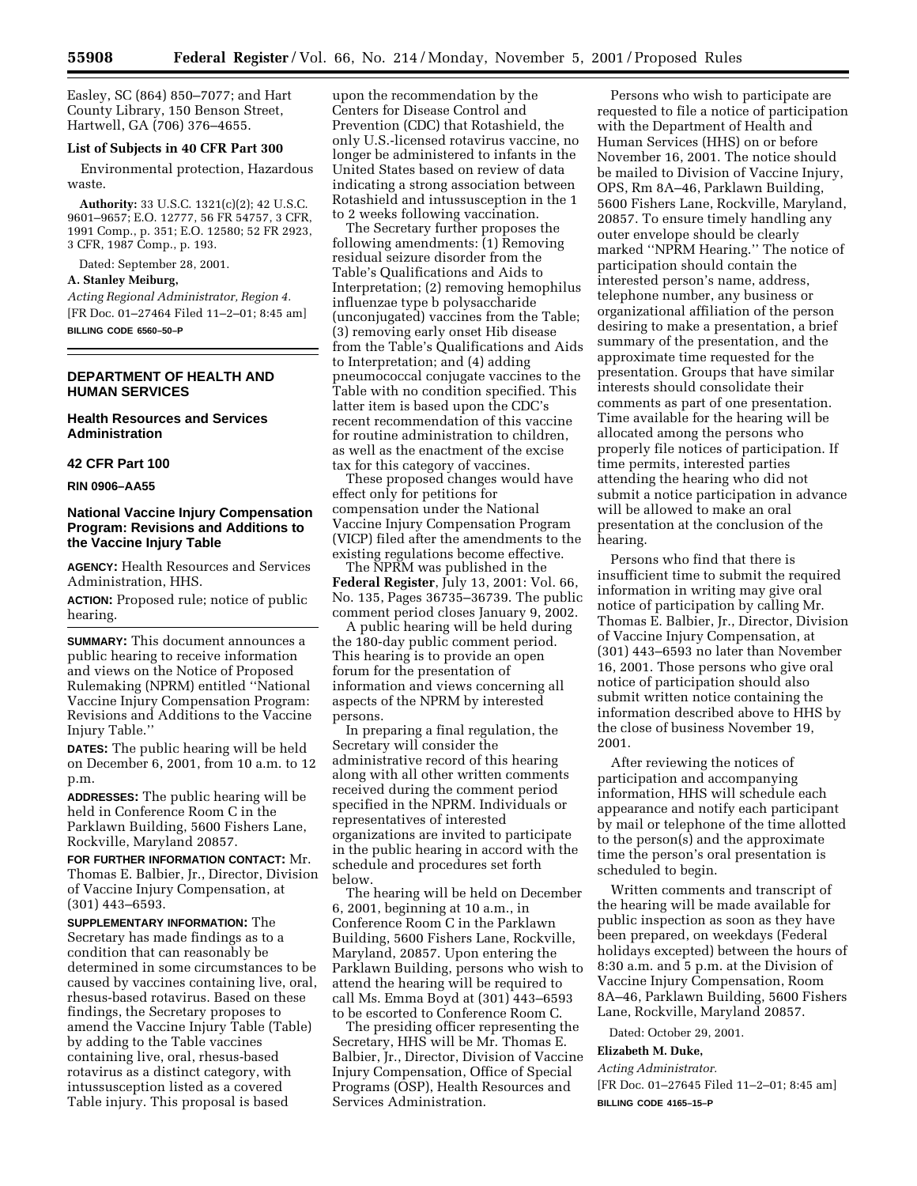Easley, SC (864) 850–7077; and Hart County Library, 150 Benson Street, Hartwell, GA (706) 376–4655.

**List of Subjects in 40 CFR Part 300**

Environmental protection, Hazardous waste.

**Authority:** 33 U.S.C. 1321(c)(2); 42 U.S.C. 9601–9657; E.O. 12777, 56 FR 54757, 3 CFR, 1991 Comp., p. 351; E.O. 12580; 52 FR 2923, 3 CFR, 1987 Comp., p. 193.

Dated: September 28, 2001.

**A. Stanley Meiburg,**

*Acting Regional Administrator, Region 4.*

[FR Doc. 01–27464 Filed 11–2–01; 8:45 am]

**BILLING CODE 6560–50–P**

---

## DEPARTMENT OF HEALTH AND HUMAN SERVICES

### Health Resources and Services Administration

### 42 CFR Part 100

**RIN 0906–AA55**

### National Vaccine Injury Compensation Program: Revisions and Additions to the Vaccine Injury Table

**AGENCY:** Health Resources and Services Administration, HHS.

**ACTION:** Proposed rule; notice of public hearing.

**SUMMARY:** This document announces a public hearing to receive information and views on the Notice of Proposed Rulemaking (NPRM) entitled "National Vaccine Injury Compensation Program: Revisions and Additions to the Vaccine Injury Table."

**DATES:** The public hearing will be held on December 6, 2001, from 10 a.m. to 12 p.m.

**ADDRESSES:** The public hearing will be held in Conference Room C in the Parklawn Building, 5600 Fishers Lane, Rockville, Maryland 20857.

**FOR FURTHER INFORMATION CONTACT:** Mr. Thomas E. Balbier, Jr., Director, Division of Vaccine Injury Compensation, at (301) 443–6593.

**SUPPLEMENTARY INFORMATION:** The Secretary has made findings as to a condition that can reasonably be determined in some circumstances to be caused by vaccines containing live, oral, rhesus-based rotavirus. Based on these findings, the Secretary proposes to amend the Vaccine Injury Table (Table) by adding to the Table vaccines containing live, oral, rhesus-based rotavirus as a distinct category, with intussusception listed as a covered Table injury. This proposal is based upon the recommendation by the Centers for Disease Control and Prevention (CDC) that Rotashield, the only U.S.-licensed rotavirus vaccine, no longer be administered to infants in the United States based on review of data indicating a strong association between Rotashield and intussusception in the 1 to 2 weeks following vaccination.

The Secretary further proposes the following amendments: (1) Removing residual seizure disorder from the Table's Qualifications and Aids to Interpretation; (2) removing hemophilus influenzae type b polysaccharide (unconjugated) vaccines from the Table; (3) removing early onset Hib disease from the Table's Qualifications and Aids to Interpretation; and (4) adding pneumococcal conjugate vaccines to the Table with no condition specified. This latter item is based upon the CDC's recent recommendation of this vaccine for routine administration to children, as well as the enactment of the excise tax for this category of vaccines.

These proposed changes would have effect only for petitions for compensation under the National Vaccine Injury Compensation Program (VICP) filed after the amendments to the existing regulations become effective.

The NPRM was published in the **Federal Register**, July 13, 2001: Vol. 66, No. 135, Pages 36735–36739. The public comment period closes January 9, 2002.

A public hearing will be held during the 180-day public comment period. This hearing is to provide an open forum for the presentation of information and views concerning all aspects of the NPRM by interested persons.

In preparing a final regulation, the Secretary will consider the administrative record of this hearing along with all other written comments received during the comment period specified in the NPRM. Individuals or representatives of interested organizations are invited to participate in the public hearing in accord with the schedule and procedures set forth below.

The hearing will be held on December 6, 2001, beginning at 10 a.m., in Conference Room C in the Parklawn Building, 5600 Fishers Lane, Rockville, Maryland, 20857. Upon entering the Parklawn Building, persons who wish to attend the hearing will be required to call Ms. Emma Boyd at (301) 443–6593 to be escorted to Conference Room C.

The presiding officer representing the Secretary, HHS will be Mr. Thomas E. Balbier, Jr., Director, Division of Vaccine Injury Compensation, Office of Special Programs (OSP), Health Resources and Services Administration.

Persons who wish to participate are requested to file a notice of participation with the Department of Health and Human Services (HHS) on or before November 16, 2001. The notice should be mailed to Division of Vaccine Injury, OPS, Rm 8A–46, Parklawn Building, 5600 Fishers Lane, Rockville, Maryland, 20857. To ensure timely handling any outer envelope should be clearly marked "NPRM Hearing." The notice of participation should contain the interested person's name, address, telephone number, any business or organizational affiliation of the person desiring to make a presentation, a brief summary of the presentation, and the approximate time requested for the presentation. Groups that have similar interests should consolidate their comments as part of one presentation. Time available for the hearing will be allocated among the persons who properly file notices of participation. If time permits, interested parties attending the hearing who did not submit a notice participation in advance will be allowed to make an oral presentation at the conclusion of the hearing.

Persons who find that there is insufficient time to submit the required information in writing may give oral notice of participation by calling Mr. Thomas E. Balbier, Jr., Director, Division of Vaccine Injury Compensation, at (301) 443–6593 no later than November 16, 2001. Those persons who give oral notice of participation should also submit written notice containing the information described above to HHS by the close of business November 19, 2001.

After reviewing the notices of participation and accompanying information, HHS will schedule each appearance and notify each participant by mail or telephone of the time allotted to the person(s) and the approximate time the person's oral presentation is scheduled to begin.

Written comments and transcript of the hearing will be made available for public inspection as soon as they have been prepared, on weekdays (Federal holidays excepted) between the hours of 8:30 a.m. and 5 p.m. at the Division of Vaccine Injury Compensation, Room 8A–46, Parklawn Building, 5600 Fishers Lane, Rockville, Maryland 20857.

Dated: October 29, 2001.

**Elizabeth M. Duke,**

*Acting Administrator.*

[FR Doc. 01–27645 Filed 11–2–01; 8:45 am]

**BILLING CODE 4165–15–P**